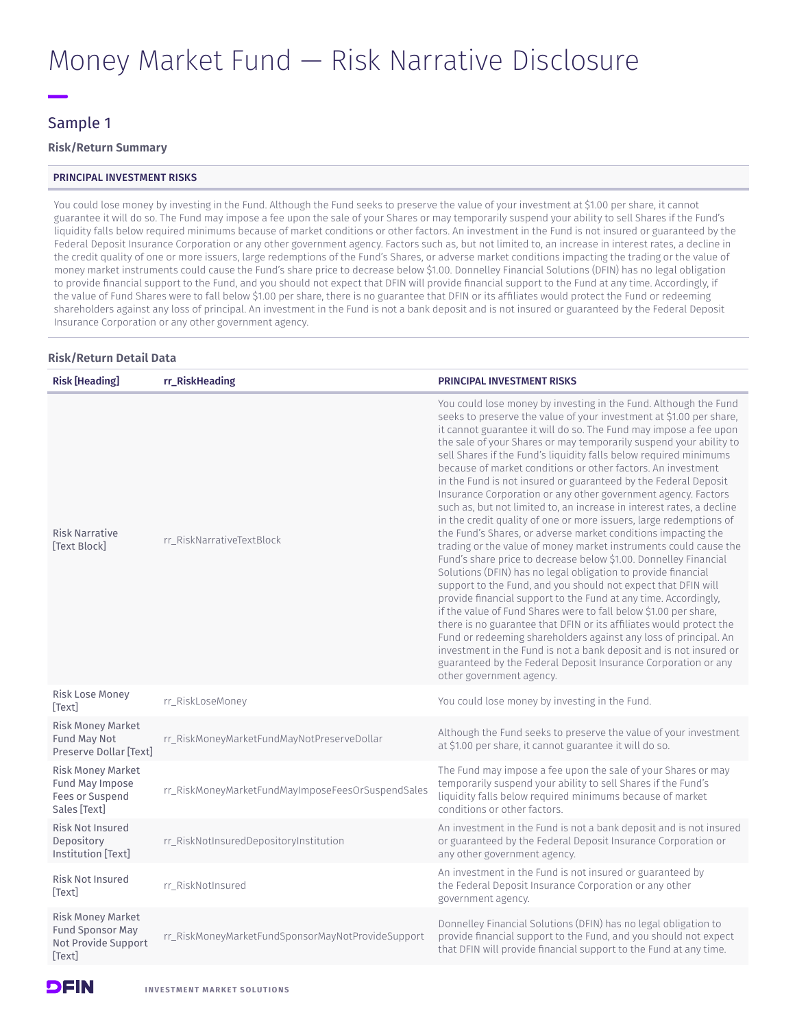# Money Market Fund — Risk Narrative Disclosure

## Sample 1

### Risk/Return Summary

| PRINCIPAL INVESTMENT RISKS |
|---|
| You could lose money by investing in the Fund. Although the Fund seeks to preserve the value of your investment at $1.00 per share, it cannot guarantee it will do so. The Fund may impose a fee upon the sale of your Shares or may temporarily suspend your ability to sell Shares if the Fund's liquidity falls below required minimums because of market conditions or other factors. An investment in the Fund is not insured or guaranteed by the Federal Deposit Insurance Corporation or any other government agency. Factors such as, but not limited to, an increase in interest rates, a decline in the credit quality of one or more issuers, large redemptions of the Fund's Shares, or adverse market conditions impacting the trading or the value of money market instruments could cause the Fund's share price to decrease below $1.00. Donnelley Financial Solutions (DFIN) has no legal obligation to provide financial support to the Fund, and you should not expect that DFIN will provide financial support to the Fund at any time. Accordingly, if the value of Fund Shares were to fall below $1.00 per share, there is no guarantee that DFIN or its affiliates would protect the Fund or redeeming shareholders against any loss of principal. An investment in the Fund is not a bank deposit and is not insured or guaranteed by the Federal Deposit Insurance Corporation or any other government agency. |

### Risk/Return Detail Data

| Risk [Heading] | rr_RiskHeading | PRINCIPAL INVESTMENT RISKS |
|---|---|---|
| Risk Narrative [Text Block] | rr_RiskNarrativeTextBlock | You could lose money by investing in the Fund. Although the Fund seeks to preserve the value of your investment at $1.00 per share, it cannot guarantee it will do so. The Fund may impose a fee upon the sale of your Shares or may temporarily suspend your ability to sell Shares if the Fund's liquidity falls below required minimums because of market conditions or other factors. An investment in the Fund is not insured or guaranteed by the Federal Deposit Insurance Corporation or any other government agency. Factors such as, but not limited to, an increase in interest rates, a decline in the credit quality of one or more issuers, large redemptions of the Fund's Shares, or adverse market conditions impacting the trading or the value of money market instruments could cause the Fund's share price to decrease below $1.00. Donnelley Financial Solutions (DFIN) has no legal obligation to provide financial support to the Fund, and you should not expect that DFIN will provide financial support to the Fund at any time. Accordingly, if the value of Fund Shares were to fall below $1.00 per share, there is no guarantee that DFIN or its affiliates would protect the Fund or redeeming shareholders against any loss of principal. An investment in the Fund is not a bank deposit and is not insured or guaranteed by the Federal Deposit Insurance Corporation or any other government agency. |
| Risk Lose Money [Text] | rr_RiskLoseMoney | You could lose money by investing in the Fund. |
| Risk Money Market Fund May Not Preserve Dollar [Text] | rr_RiskMoneyMarketFundMayNotPreserveDollar | Although the Fund seeks to preserve the value of your investment at $1.00 per share, it cannot guarantee it will do so. |
| Risk Money Market Fund May Impose Fees or Suspend Sales [Text] | rr_RiskMoneyMarketFundMayImposeFeesOrSuspendSales | The Fund may impose a fee upon the sale of your Shares or may temporarily suspend your ability to sell Shares if the Fund's liquidity falls below required minimums because of market conditions or other factors. |
| Risk Not Insured Depository Institution [Text] | rr_RiskNotInsuredDepositoryInstitution | An investment in the Fund is not a bank deposit and is not insured or guaranteed by the Federal Deposit Insurance Corporation or any other government agency. |
| Risk Not Insured [Text] | rr_RiskNotInsured | An investment in the Fund is not insured or guaranteed by the Federal Deposit Insurance Corporation or any other government agency. |
| Risk Money Market Fund Sponsor May Not Provide Support [Text] | rr_RiskMoneyMarketFundSponsorMayNotProvideSupport | Donnelley Financial Solutions (DFIN) has no legal obligation to provide financial support to the Fund, and you should not expect that DFIN will provide financial support to the Fund at any time. |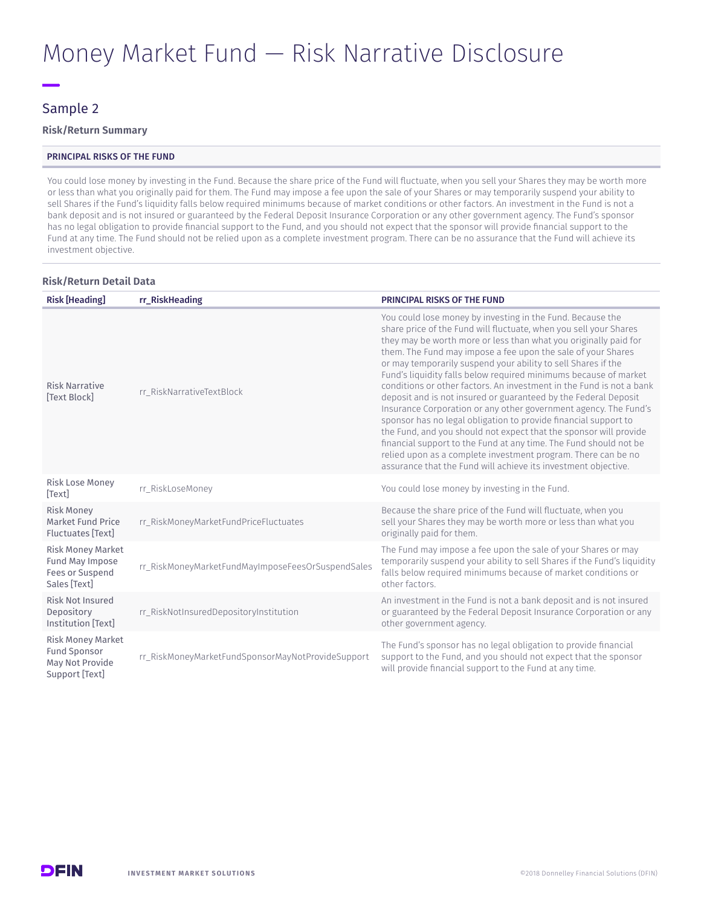# Money Market Fund — Risk Narrative Disclosure

## Sample 2

**Risk/Return Summary**

**PRINCIPAL RISKS OF THE FUND**

You could lose money by investing in the Fund. Because the share price of the Fund will fluctuate, when you sell your Shares they may be worth more or less than what you originally paid for them. The Fund may impose a fee upon the sale of your Shares or may temporarily suspend your ability to sell Shares if the Fund's liquidity falls below required minimums because of market conditions or other factors. An investment in the Fund is not a bank deposit and is not insured or guaranteed by the Federal Deposit Insurance Corporation or any other government agency. The Fund's sponsor has no legal obligation to provide financial support to the Fund, and you should not expect that the sponsor will provide financial support to the Fund at any time. The Fund should not be relied upon as a complete investment program. There can be no assurance that the Fund will achieve its investment objective.

**Risk/Return Detail Data**

| Risk [Heading] | rr_RiskHeading | PRINCIPAL RISKS OF THE FUND |
|---|---|---|
| Risk Narrative [Text Block] | rr_RiskNarrativeTextBlock | You could lose money by investing in the Fund. Because the share price of the Fund will fluctuate, when you sell your Shares they may be worth more or less than what you originally paid for them. The Fund may impose a fee upon the sale of your Shares or may temporarily suspend your ability to sell Shares if the Fund's liquidity falls below required minimums because of market conditions or other factors. An investment in the Fund is not a bank deposit and is not insured or guaranteed by the Federal Deposit Insurance Corporation or any other government agency. The Fund's sponsor has no legal obligation to provide financial support to the Fund, and you should not expect that the sponsor will provide financial support to the Fund at any time. The Fund should not be relied upon as a complete investment program. There can be no assurance that the Fund will achieve its investment objective. |
| Risk Lose Money [Text] | rr_RiskLoseMoney | You could lose money by investing in the Fund. |
| Risk Money Market Fund Price Fluctuates [Text] | rr_RiskMoneyMarketFundPriceFluctuates | Because the share price of the Fund will fluctuate, when you sell your Shares they may be worth more or less than what you originally paid for them. |
| Risk Money Market Fund May Impose Fees or Suspend Sales [Text] | rr_RiskMoneyMarketFundMayImposeFeesOrSuspendSales | The Fund may impose a fee upon the sale of your Shares or may temporarily suspend your ability to sell Shares if the Fund's liquidity falls below required minimums because of market conditions or other factors. |
| Risk Not Insured Depository Institution [Text] | rr_RiskNotInsuredDepositoryInstitution | An investment in the Fund is not a bank deposit and is not insured or guaranteed by the Federal Deposit Insurance Corporation or any other government agency. |
| Risk Money Market Fund Sponsor May Not Provide Support [Text] | rr_RiskMoneyMarketFundSponsorMayNotProvideSupport | The Fund's sponsor has no legal obligation to provide financial support to the Fund, and you should not expect that the sponsor will provide financial support to the Fund at any time. |